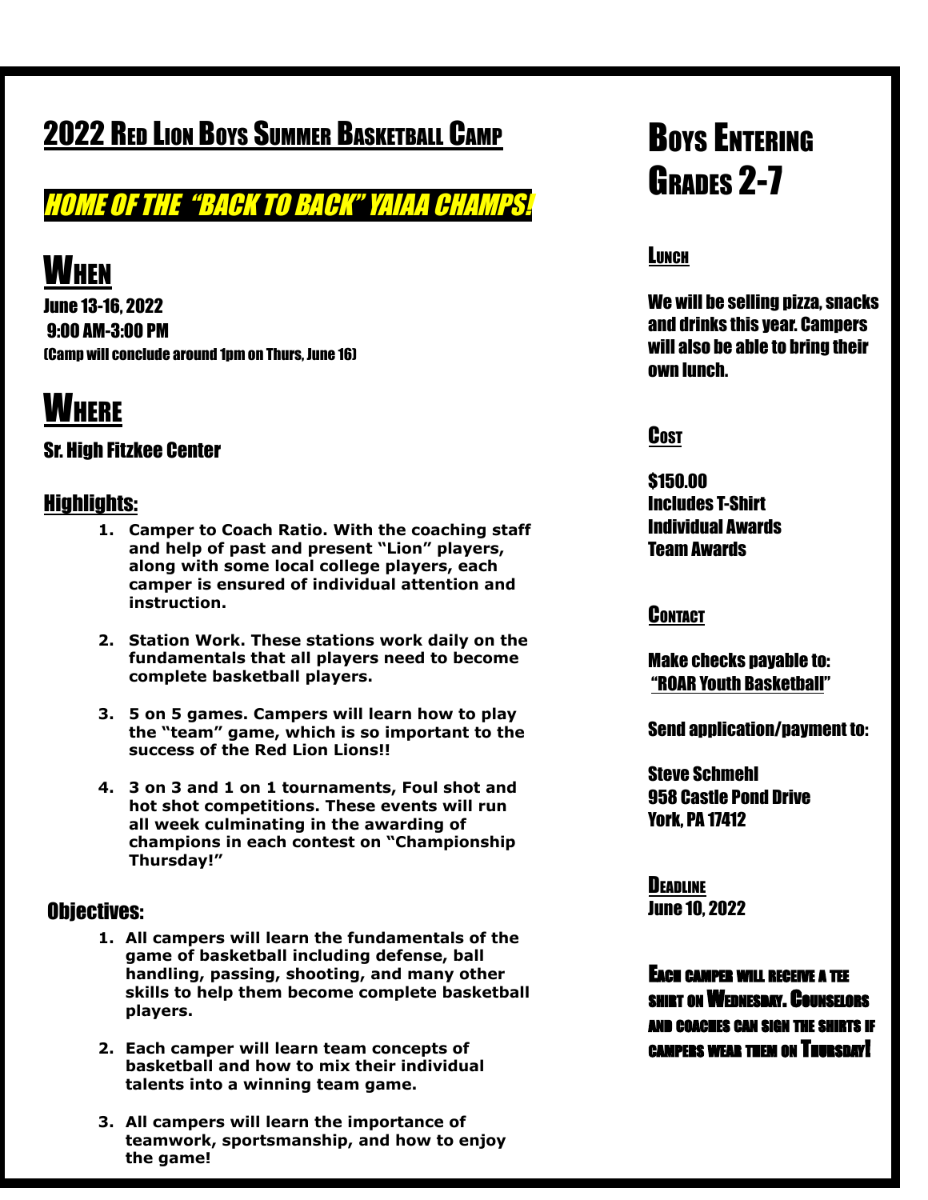# 2022 Red Lion Boys Summer Basketball Camp

## *HOME OF THE "BACK TO BACK" YAIAA CHAMPS!*

## When

June 13-16, 2022
9:00 AM-3:00 PM
(Camp will conclude around 1pm on Thurs, June 16)

## Where

Sr. High Fitzkee Center

### Highlights:

1. **Camper to Coach Ratio. With the coaching staff and help of past and present "Lion" players, along with some local college players, each camper is ensured of individual attention and instruction.**
2. **Station Work. These stations work daily on the fundamentals that all players need to become complete basketball players.**
3. **5 on 5 games. Campers will learn how to play the "team" game, which is so important to the success of the Red Lion Lions!!**
4. **3 on 3 and 1 on 1 tournaments, Foul shot and hot shot competitions. These events will run all week culminating in the awarding of champions in each contest on "Championship Thursday!"**

### Objectives:

1. **All campers will learn the fundamentals of the game of basketball including defense, ball handling, passing, shooting, and many other skills to help them become complete basketball players.**
2. **Each camper will learn team concepts of basketball and how to mix their individual talents into a winning team game.**
3. **All campers will learn the importance of teamwork, sportsmanship, and how to enjoy the game!**

## Boys Entering Grades 2-7

### Lunch

We will be selling pizza, snacks and drinks this year. Campers will also be able to bring their own lunch.

### Cost

$150.00
Includes T-Shirt
Individual Awards
Team Awards

### Contact

Make checks payable to:
"ROAR Youth Basketball"

Send application/payment to:

Steve Schmehl
958 Castle Pond Drive
York, PA 17412

### Deadline

June 10, 2022

Each camper will receive a tee shirt on Wednesday. Counselors and coaches can sign the shirts if campers wear them on Thursday!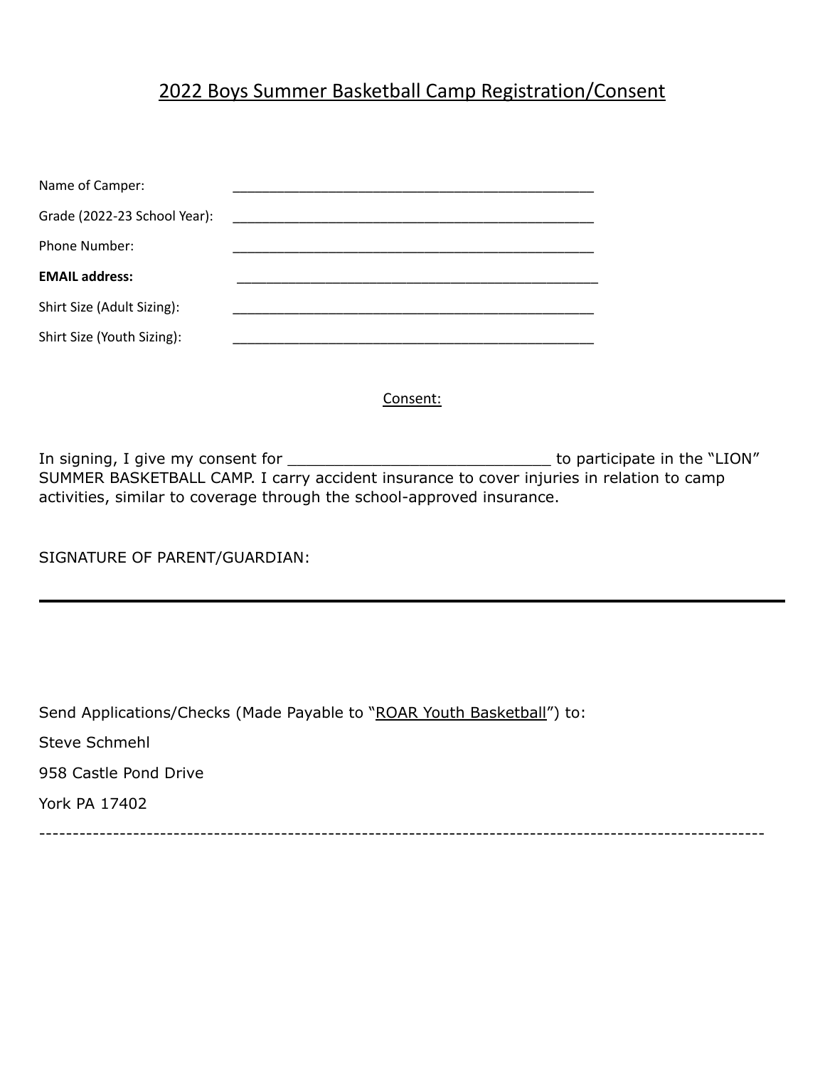# 2022 Boys Summer Basketball Camp Registration/Consent

Name of Camper: ______________________________________________

Grade (2022-23 School Year): ______________________________________________

Phone Number: ______________________________________________

**EMAIL address:** ______________________________________________

Shirt Size (Adult Sizing): ______________________________________________

Shirt Size (Youth Sizing): ______________________________________________

Consent:

In signing, I give my consent for ____________________________ to participate in the "LION" SUMMER BASKETBALL CAMP. I carry accident insurance to cover injuries in relation to camp activities, similar to coverage through the school-approved insurance.

SIGNATURE OF PARENT/GUARDIAN:

______________________________________________

Send Applications/Checks (Made Payable to "ROAR Youth Basketball") to:

Steve Schmehl

958 Castle Pond Drive

York PA 17402

---------------------------------------------------------------------------------------------------------